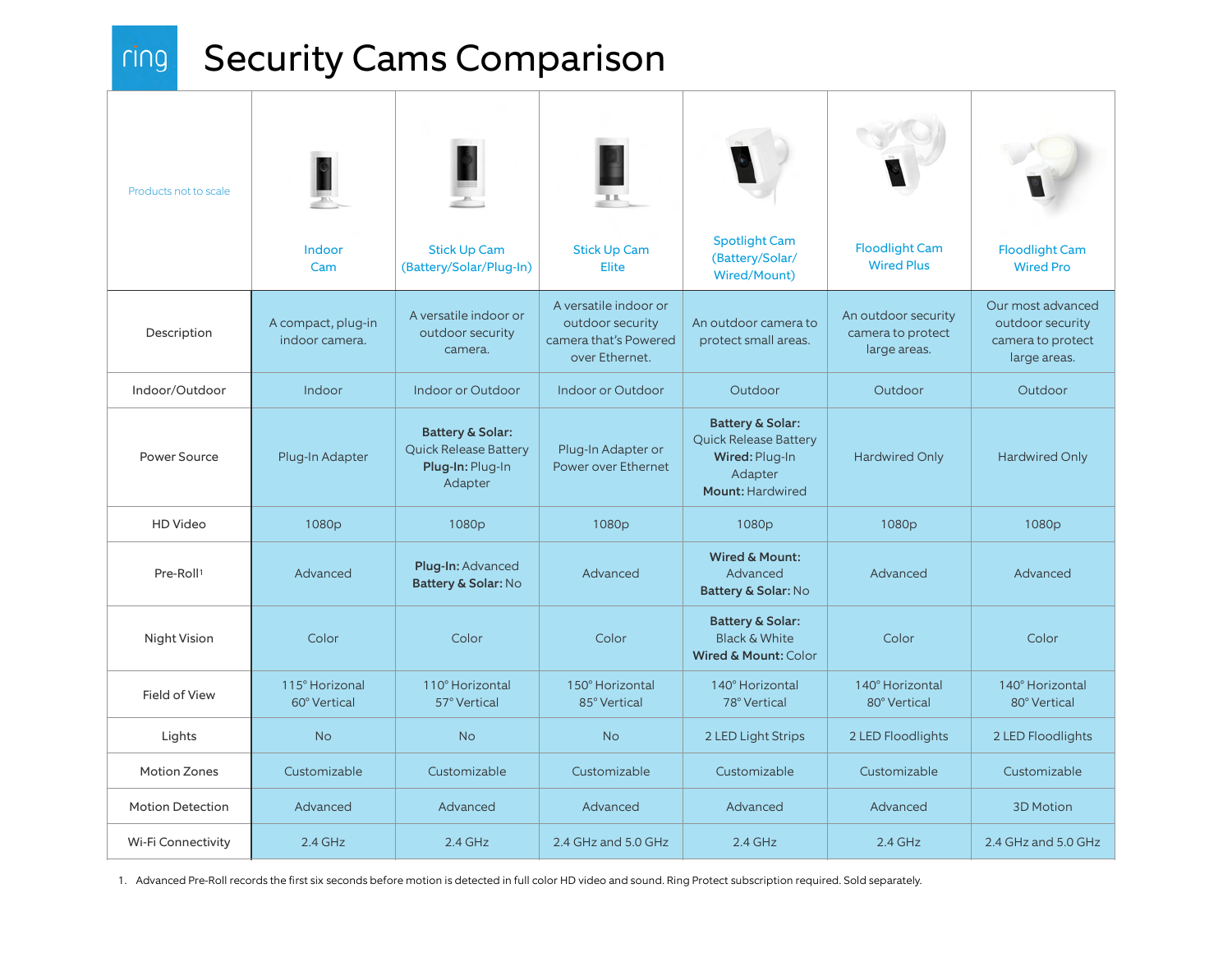# ring Security Cams Comparison

| Products not to scale | Indoor Cam | Stick Up Cam (Battery/Solar/Plug-In) | Stick Up Cam Elite | Spotlight Cam (Battery/Solar/ Wired/Mount) | Floodlight Cam Wired Plus | Floodlight Cam Wired Pro |
|---|---|---|---|---|---|---|
| Description | A compact, plug-in indoor camera. | A versatile indoor or outdoor security camera. | A versatile indoor or outdoor security camera that's Powered over Ethernet. | An outdoor camera to protect small areas. | An outdoor security camera to protect large areas. | Our most advanced outdoor security camera to protect large areas. |
| Indoor/Outdoor | Indoor | Indoor or Outdoor | Indoor or Outdoor | Outdoor | Outdoor | Outdoor |
| Power Source | Plug-In Adapter | **Battery & Solar:** Quick Release Battery **Plug-In:** Plug-In Adapter | Plug-In Adapter or Power over Ethernet | **Battery & Solar:** Quick Release Battery **Wired:** Plug-In Adapter **Mount:** Hardwired | Hardwired Only | Hardwired Only |
| HD Video | 1080p | 1080p | 1080p | 1080p | 1080p | 1080p |
| Pre-Roll[1] | Advanced | **Plug-In:** Advanced **Battery & Solar:** No | Advanced | **Wired & Mount:** Advanced **Battery & Solar:** No | Advanced | Advanced |
| Night Vision | Color | Color | Color | **Battery & Solar:** Black & White **Wired & Mount:** Color | Color | Color |
| Field of View | 115° Horizontal 60° Vertical | 110° Horizontal 57° Vertical | 150° Horizontal 85° Vertical | 140° Horizontal 78° Vertical | 140° Horizontal 80° Vertical | 140° Horizontal 80° Vertical |
| Lights | No | No | No | 2 LED Light Strips | 2 LED Floodlights | 2 LED Floodlights |
| Motion Zones | Customizable | Customizable | Customizable | Customizable | Customizable | Customizable |
| Motion Detection | Advanced | Advanced | Advanced | Advanced | Advanced | 3D Motion |
| Wi-Fi Connectivity | 2.4 GHz | 2.4 GHz | 2.4 GHz and 5.0 GHz | 2.4 GHz | 2.4 GHz | 2.4 GHz and 5.0 GHz |

1. Advanced Pre-Roll records the first six seconds before motion is detected in full color HD video and sound. Ring Protect subscription required. Sold separately.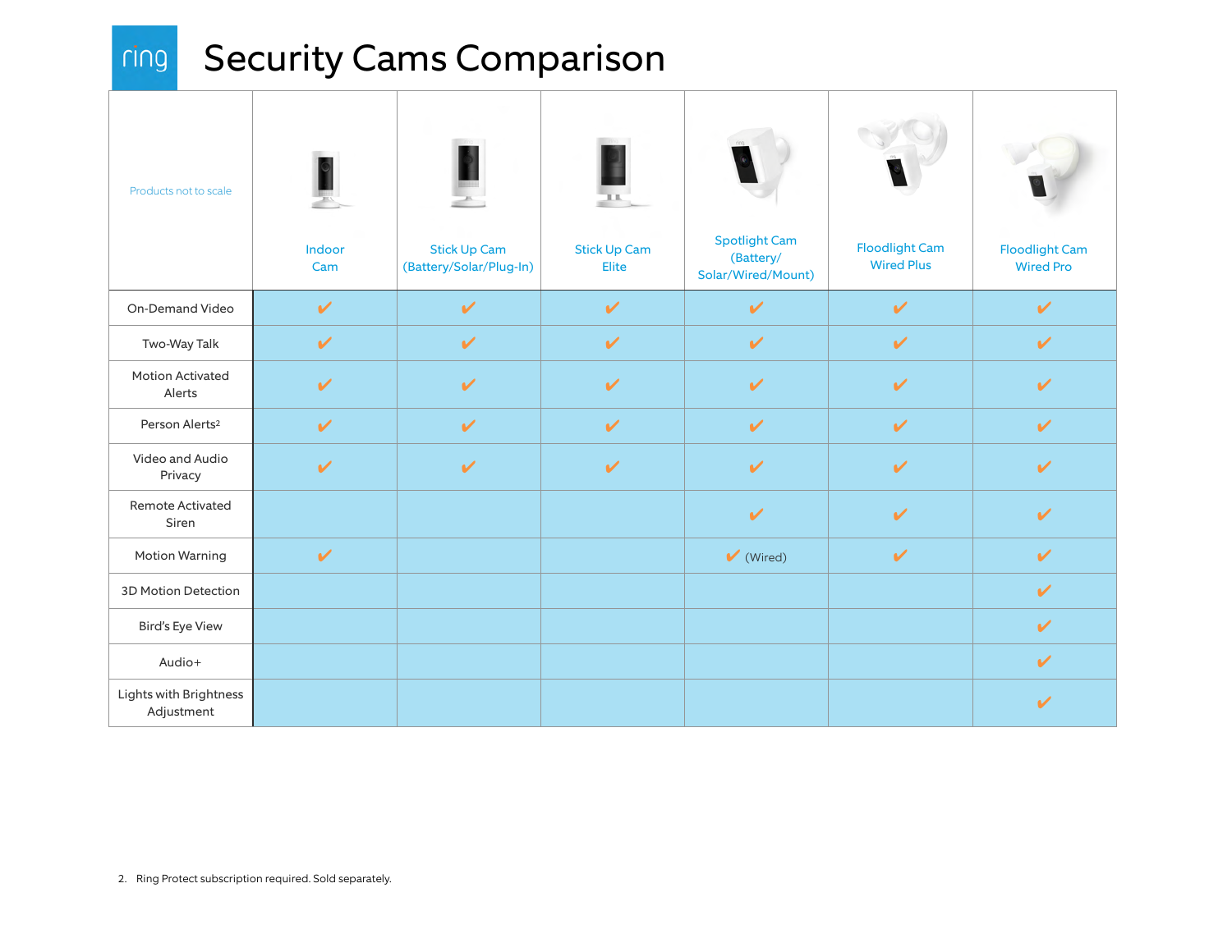# Security Cams Comparison

| Products not to scale | Indoor Cam | Stick Up Cam (Battery/Solar/Plug-In) | Stick Up Cam Elite | Spotlight Cam (Battery/ Solar/Wired/Mount) | Floodlight Cam Wired Plus | Floodlight Cam Wired Pro |
|---|---|---|---|---|---|---|
| On-Demand Video | ✔ | ✔ | ✔ | ✔ | ✔ | ✔ |
| Two-Way Talk | ✔ | ✔ | ✔ | ✔ | ✔ | ✔ |
| Motion Activated Alerts | ✔ | ✔ | ✔ | ✔ | ✔ | ✔ |
| Person Alerts[2] | ✔ | ✔ | ✔ | ✔ | ✔ | ✔ |
| Video and Audio Privacy | ✔ | ✔ | ✔ | ✔ | ✔ | ✔ |
| Remote Activated Siren | | | | ✔ | ✔ | ✔ |
| Motion Warning | ✔ | | | ✔ (Wired) | ✔ | ✔ |
| 3D Motion Detection | | | | | | ✔ |
| Bird's Eye View | | | | | | ✔ |
| Audio+ | | | | | | ✔ |
| Lights with Brightness Adjustment | | | | | | ✔ |

2. Ring Protect subscription required. Sold separately.